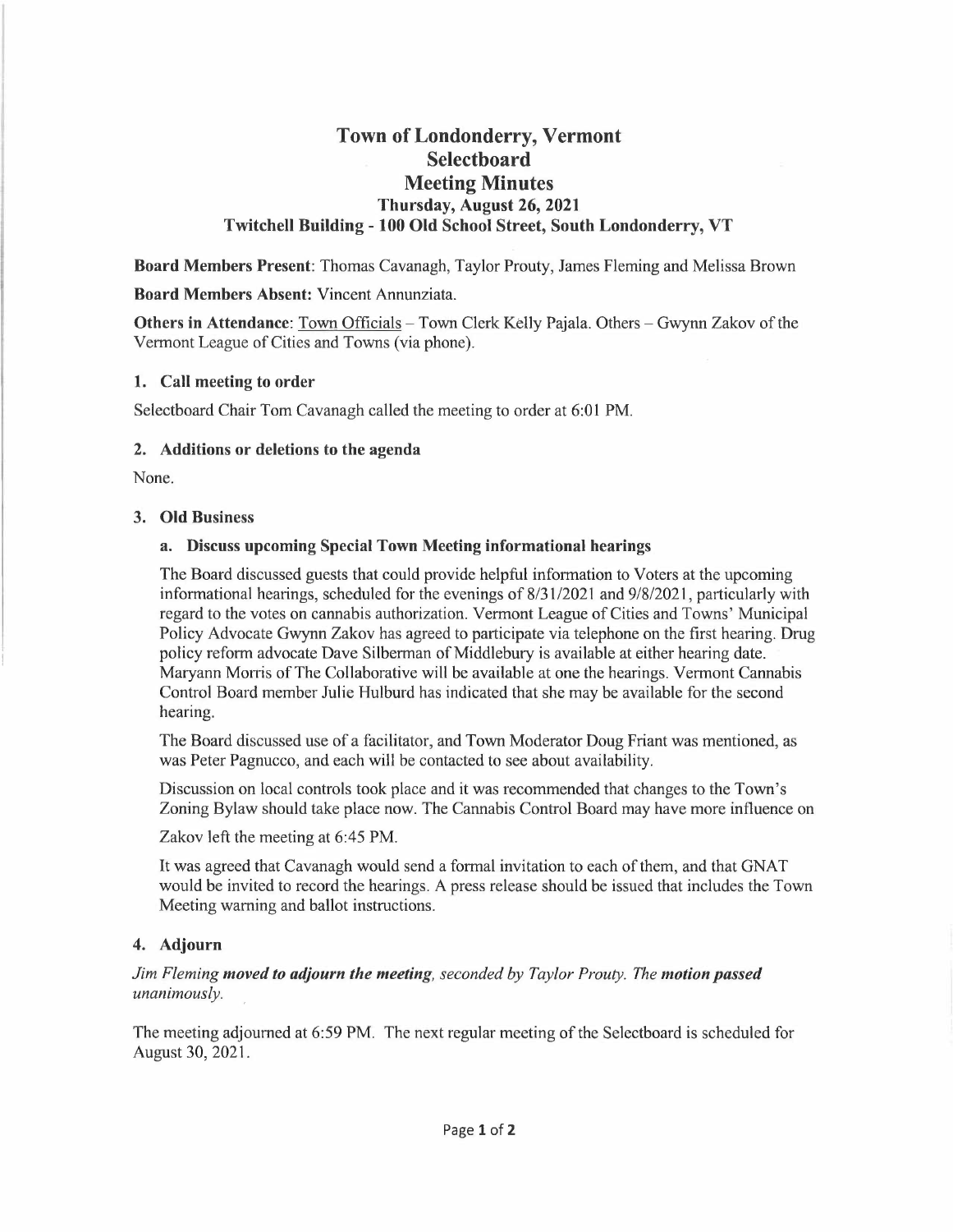# Town of Londonderry, Vermont
# Selectboard
# Meeting Minutes
### Thursday, August 26, 2021
### Twitchell Building - 100 Old School Street, South Londonderry, VT

**Board Members Present**: Thomas Cavanagh, Taylor Prouty, James Fleming and Melissa Brown

**Board Members Absent:** Vincent Annunziata.

**Others in Attendance**: Town Officials – Town Clerk Kelly Pajala. Others – Gwynn Zakov of the Vermont League of Cities and Towns (via phone).

### 1. Call meeting to order

Selectboard Chair Tom Cavanagh called the meeting to order at 6:01 PM.

### 2. Additions or deletions to the agenda

None.

### 3. Old Business

#### a. Discuss upcoming Special Town Meeting informational hearings

The Board discussed guests that could provide helpful information to Voters at the upcoming informational hearings, scheduled for the evenings of 8/31/2021 and 9/8/2021, particularly with regard to the votes on cannabis authorization. Vermont League of Cities and Towns' Municipal Policy Advocate Gwynn Zakov has agreed to participate via telephone on the first hearing. Drug policy reform advocate Dave Silberman of Middlebury is available at either hearing date. Maryann Morris of The Collaborative will be available at one the hearings. Vermont Cannabis Control Board member Julie Hulburd has indicated that she may be available for the second hearing.

The Board discussed use of a facilitator, and Town Moderator Doug Friant was mentioned, as was Peter Pagnucco, and each will be contacted to see about availability.

Discussion on local controls took place and it was recommended that changes to the Town's Zoning Bylaw should take place now. The Cannabis Control Board may have more influence on

Zakov left the meeting at 6:45 PM.

It was agreed that Cavanagh would send a formal invitation to each of them, and that GNAT would be invited to record the hearings. A press release should be issued that includes the Town Meeting warning and ballot instructions.

### 4. Adjourn

*Jim Fleming **moved to adjourn the meeting**, seconded by Taylor Prouty. The **motion passed** unanimously.*

The meeting adjourned at 6:59 PM. The next regular meeting of the Selectboard is scheduled for August 30, 2021.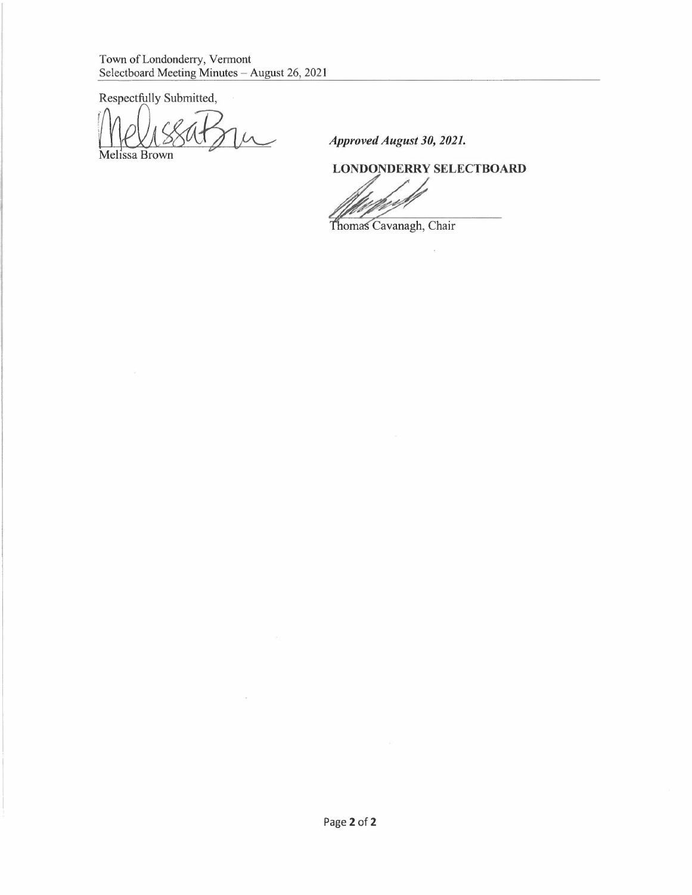Respectfully Submitted,

Melissa Brown

*Approved August 30, 2021.*

**LONDONDERRY SELECTBOARD**

Thomas Cavanagh, Chair